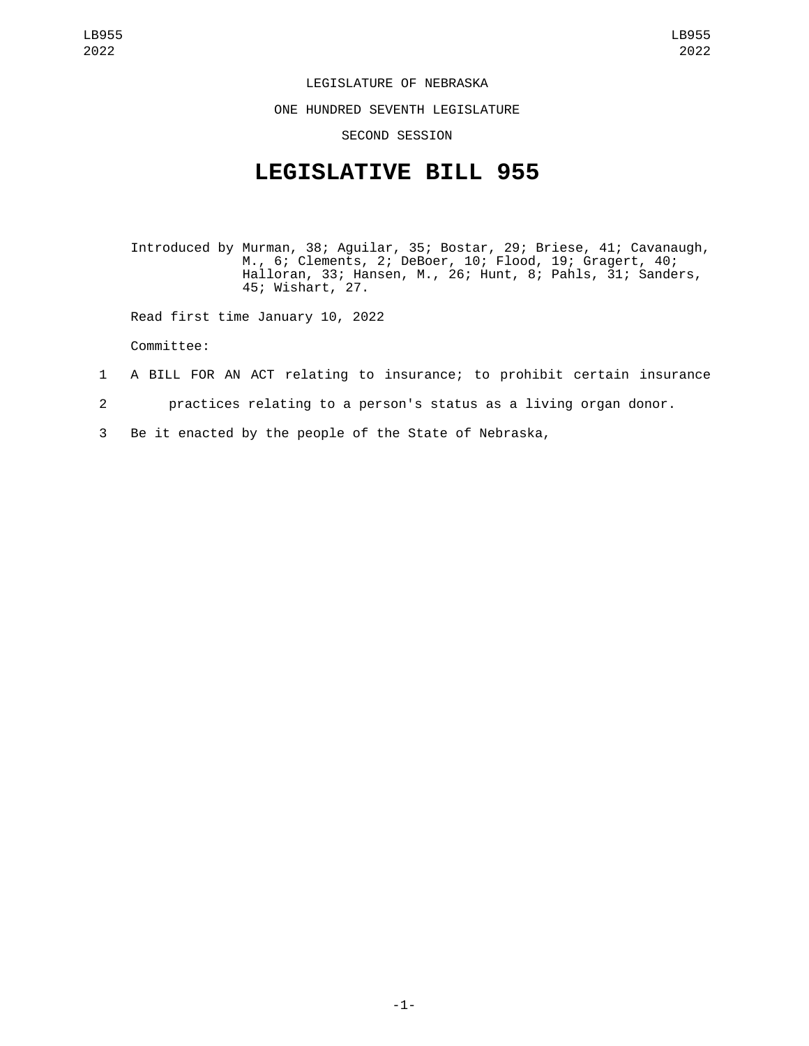LEGISLATURE OF NEBRASKA

ONE HUNDRED SEVENTH LEGISLATURE

SECOND SESSION

# LEGISLATIVE BILL 955

Introduced by Murman, 38; Aguilar, 35; Bostar, 29; Briese, 41; Cavanaugh, M., 6; Clements, 2; DeBoer, 10; Flood, 19; Gragert, 40; Halloran, 33; Hansen, M., 26; Hunt, 8; Pahls, 31; Sanders, 45; Wishart, 27.

Read first time January 10, 2022

Committee:

1 A BILL FOR AN ACT relating to insurance; to prohibit certain insurance
2 practices relating to a person's status as a living organ donor.
3 Be it enacted by the people of the State of Nebraska,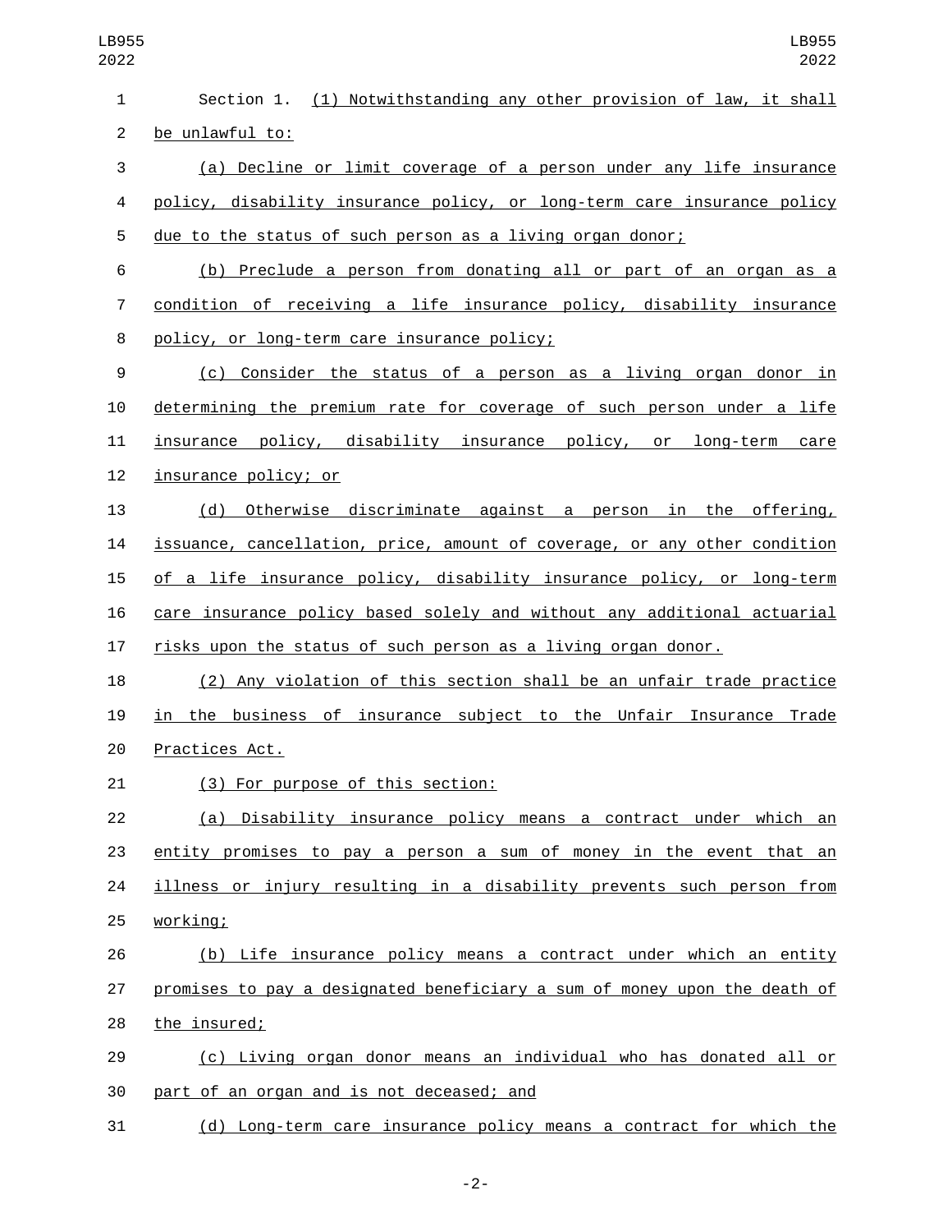Section 1. (1) Notwithstanding any other provision of law, it shall be unlawful to:

(a) Decline or limit coverage of a person under any life insurance policy, disability insurance policy, or long-term care insurance policy due to the status of such person as a living organ donor;

(b) Preclude a person from donating all or part of an organ as a condition of receiving a life insurance policy, disability insurance policy, or long-term care insurance policy;

(c) Consider the status of a person as a living organ donor in determining the premium rate for coverage of such person under a life insurance policy, disability insurance policy, or long-term care insurance policy; or

(d) Otherwise discriminate against a person in the offering, issuance, cancellation, price, amount of coverage, or any other condition of a life insurance policy, disability insurance policy, or long-term care insurance policy based solely and without any additional actuarial risks upon the status of such person as a living organ donor.

(2) Any violation of this section shall be an unfair trade practice in the business of insurance subject to the Unfair Insurance Trade Practices Act.

(3) For purpose of this section:

(a) Disability insurance policy means a contract under which an entity promises to pay a person a sum of money in the event that an illness or injury resulting in a disability prevents such person from working;

(b) Life insurance policy means a contract under which an entity promises to pay a designated beneficiary a sum of money upon the death of the insured;

(c) Living organ donor means an individual who has donated all or part of an organ and is not deceased; and

(d) Long-term care insurance policy means a contract for which the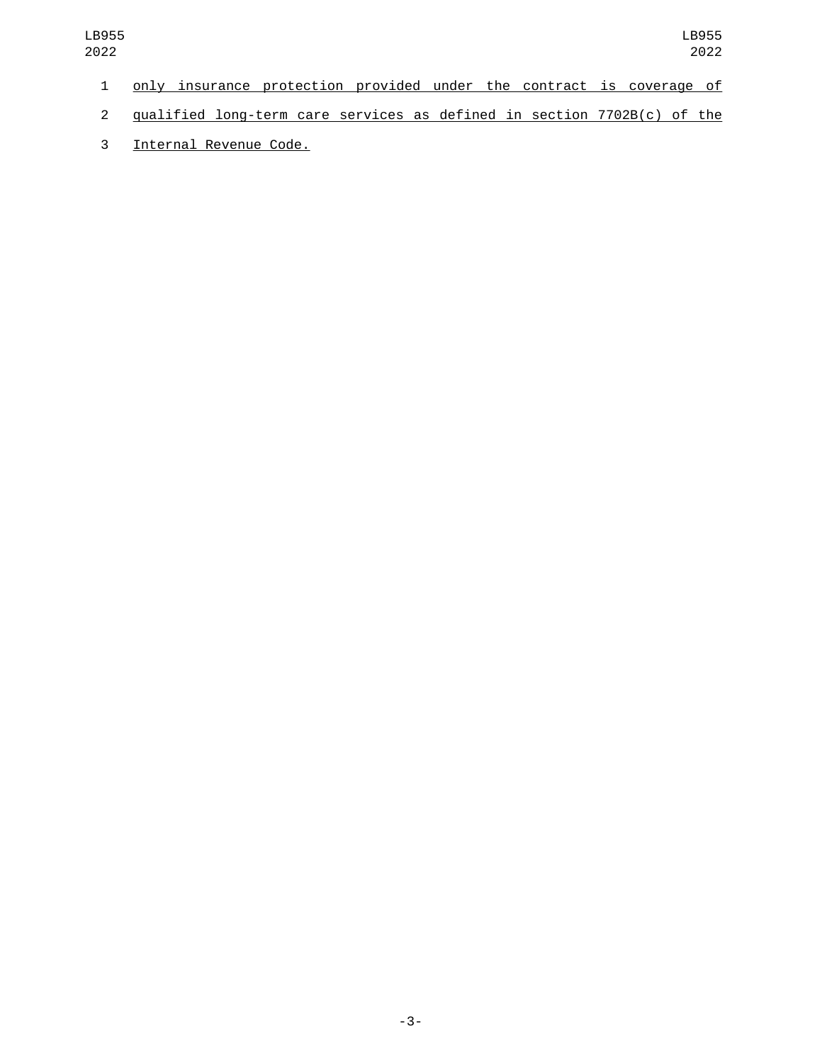only insurance protection provided under the contract is coverage of qualified long-term care services as defined in section 7702B(c) of the Internal Revenue Code.